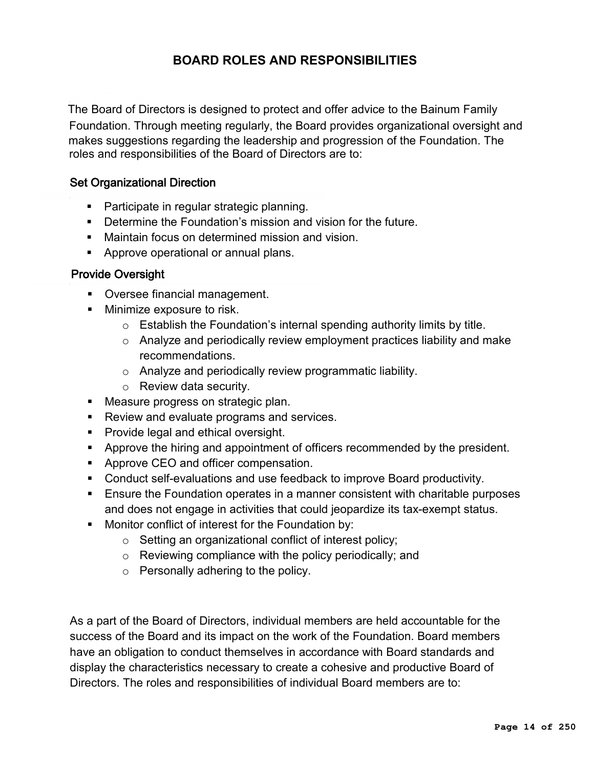# BOARD ROLES AND RESPONSIBILITIES

The Board of Directors is designed to protect and offer advice to the Bainum Family Foundation. Through meeting regularly, the Board provides organizational oversight and makes suggestions regarding the leadership and progression of the Foundation. The roles and responsibilities of the Board of Directors are to:

### Set Organizational Direction

- Participate in regular strategic planning.
- Determine the Foundation's mission and vision for the future.
- Maintain focus on determined mission and vision.
- Approve operational or annual plans.

### Provide Oversight

- Oversee financial management.
- Minimize exposure to risk.
  - Establish the Foundation's internal spending authority limits by title.
  - Analyze and periodically review employment practices liability and make recommendations.
  - Analyze and periodically review programmatic liability.
  - Review data security.
- Measure progress on strategic plan.
- Review and evaluate programs and services.
- Provide legal and ethical oversight.
- Approve the hiring and appointment of officers recommended by the president.
- Approve CEO and officer compensation.
- Conduct self-evaluations and use feedback to improve Board productivity.
- Ensure the Foundation operates in a manner consistent with charitable purposes and does not engage in activities that could jeopardize its tax-exempt status.
- Monitor conflict of interest for the Foundation by:
  - Setting an organizational conflict of interest policy;
  - Reviewing compliance with the policy periodically; and
  - Personally adhering to the policy.

As a part of the Board of Directors, individual members are held accountable for the success of the Board and its impact on the work of the Foundation. Board members have an obligation to conduct themselves in accordance with Board standards and display the characteristics necessary to create a cohesive and productive Board of Directors. The roles and responsibilities of individual Board members are to: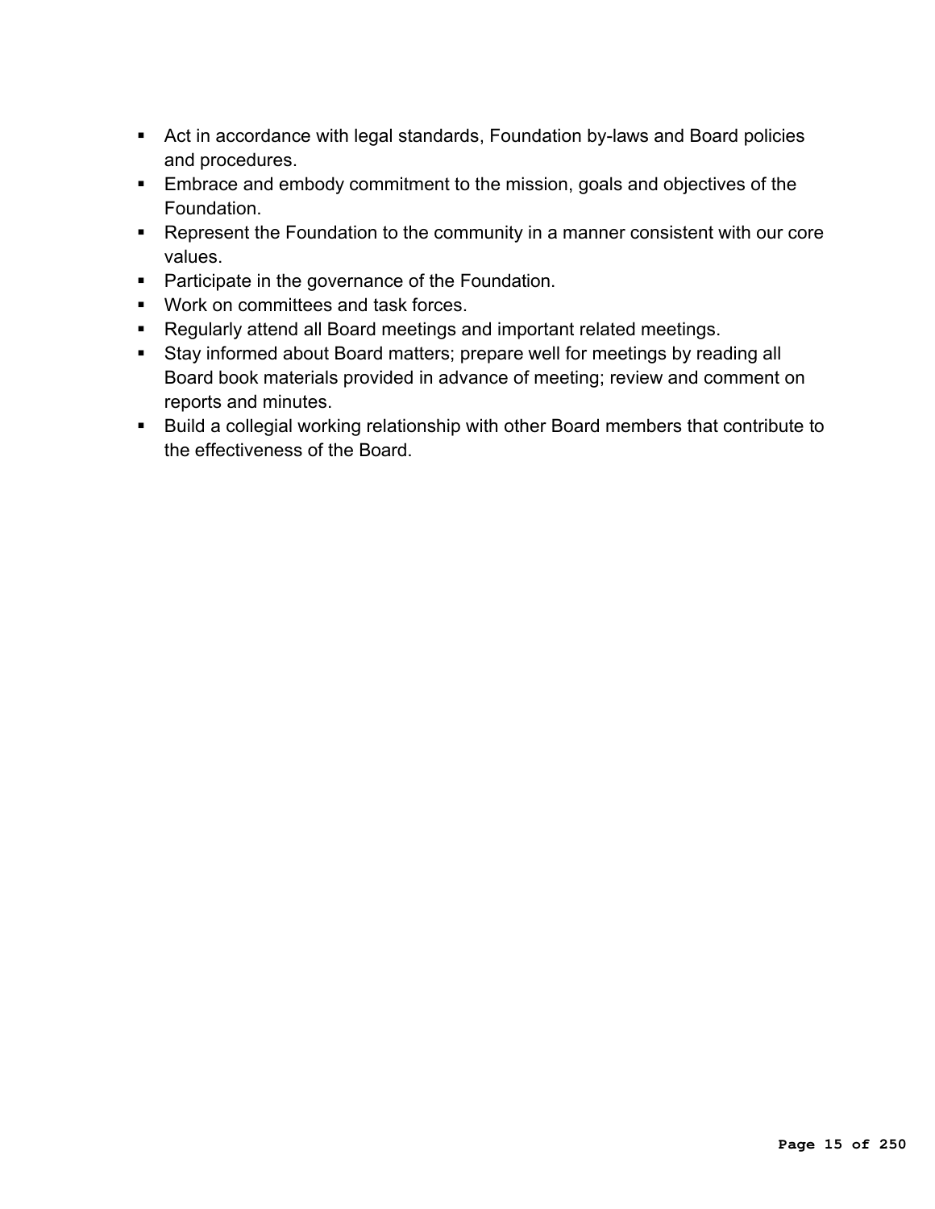- Act in accordance with legal standards, Foundation by-laws and Board policies and procedures.
- Embrace and embody commitment to the mission, goals and objectives of the Foundation.
- Represent the Foundation to the community in a manner consistent with our core values.
- Participate in the governance of the Foundation.
- Work on committees and task forces.
- Regularly attend all Board meetings and important related meetings.
- Stay informed about Board matters; prepare well for meetings by reading all Board book materials provided in advance of meeting; review and comment on reports and minutes.
- Build a collegial working relationship with other Board members that contribute to the effectiveness of the Board.